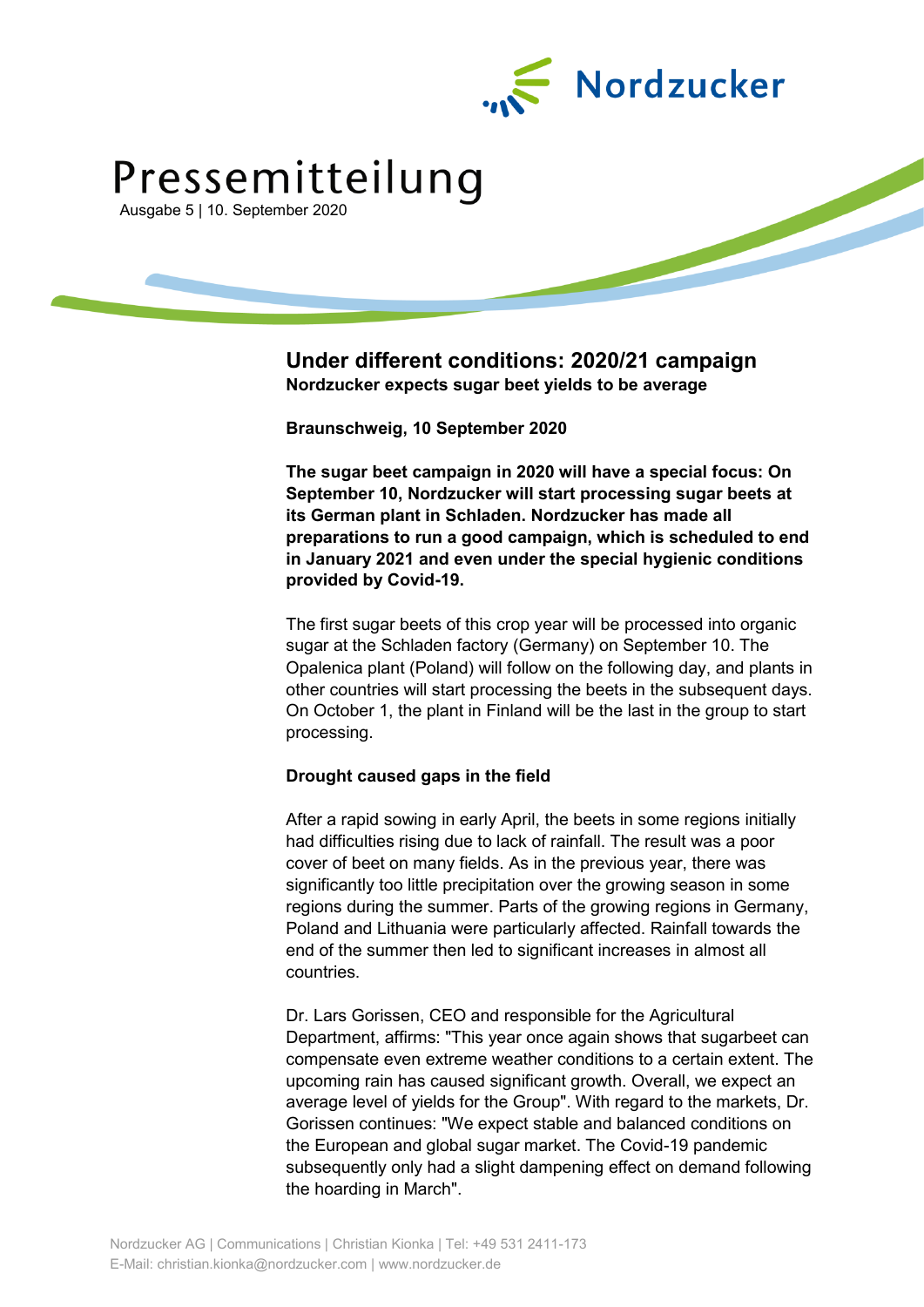Nordzucker

# Pressemitteilung

Ausgabe 5 | 10. September 2020

## Under different conditions: 2020/21 campaign

**Nordzucker expects sugar beet yields to be average**

**Braunschweig, 10 September 2020**

**The sugar beet campaign in 2020 will have a special focus: On September 10, Nordzucker will start processing sugar beets at its German plant in Schladen. Nordzucker has made all preparations to run a good campaign, which is scheduled to end in January 2021 and even under the special hygienic conditions provided by Covid-19.**

The first sugar beets of this crop year will be processed into organic sugar at the Schladen factory (Germany) on September 10. The Opalenica plant (Poland) will follow on the following day, and plants in other countries will start processing the beets in the subsequent days. On October 1, the plant in Finland will be the last in the group to start processing.

**Drought caused gaps in the field**

After a rapid sowing in early April, the beets in some regions initially had difficulties rising due to lack of rainfall. The result was a poor cover of beet on many fields. As in the previous year, there was significantly too little precipitation over the growing season in some regions during the summer. Parts of the growing regions in Germany, Poland and Lithuania were particularly affected. Rainfall towards the end of the summer then led to significant increases in almost all countries.

Dr. Lars Gorissen, CEO and responsible for the Agricultural Department, affirms: "This year once again shows that sugarbeet can compensate even extreme weather conditions to a certain extent. The upcoming rain has caused significant growth. Overall, we expect an average level of yields for the Group". With regard to the markets, Dr. Gorissen continues: "We expect stable and balanced conditions on the European and global sugar market. The Covid-19 pandemic subsequently only had a slight dampening effect on demand following the hoarding in March".

Nordzucker AG | Communications | Christian Kionka | Tel: +49 531 2411-173
E-Mail: christian.kionka@nordzucker.com | www.nordzucker.de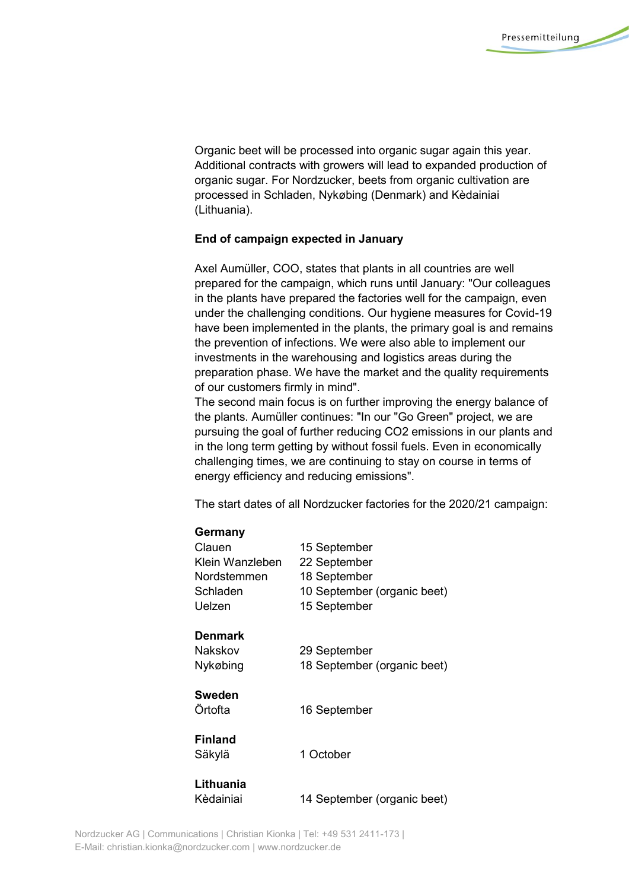Organic beet will be processed into organic sugar again this year. Additional contracts with growers will lead to expanded production of organic sugar. For Nordzucker, beets from organic cultivation are processed in Schladen, Nykøbing (Denmark) and Kėdainiai (Lithuania).

**End of campaign expected in January**

Axel Aumüller, COO, states that plants in all countries are well prepared for the campaign, which runs until January: "Our colleagues in the plants have prepared the factories well for the campaign, even under the challenging conditions. Our hygiene measures for Covid-19 have been implemented in the plants, the primary goal is and remains the prevention of infections. We were also able to implement our investments in the warehousing and logistics areas during the preparation phase. We have the market and the quality requirements of our customers firmly in mind".
The second main focus is on further improving the energy balance of the plants. Aumüller continues: "In our "Go Green" project, we are pursuing the goal of further reducing CO2 emissions in our plants and in the long term getting by without fossil fuels. Even in economically challenging times, we are continuing to stay on course in terms of energy efficiency and reducing emissions".

The start dates of all Nordzucker factories for the 2020/21 campaign:

**Germany**

| | |
|---|---|
| Clauen | 15 September |
| Klein Wanzleben | 22 September |
| Nordstemmen | 18 September |
| Schladen | 10 September (organic beet) |
| Uelzen | 15 September |

**Denmark**

| | |
|---|---|
| Nakskov | 29 September |
| Nykøbing | 18 September (organic beet) |

**Sweden**

| | |
|---|---|
| Örtofta | 16 September |

**Finland**

| | |
|---|---|
| Säkylä | 1 October |

**Lithuania**

| | |
|---|---|
| Kėdainiai | 14 September (organic beet) |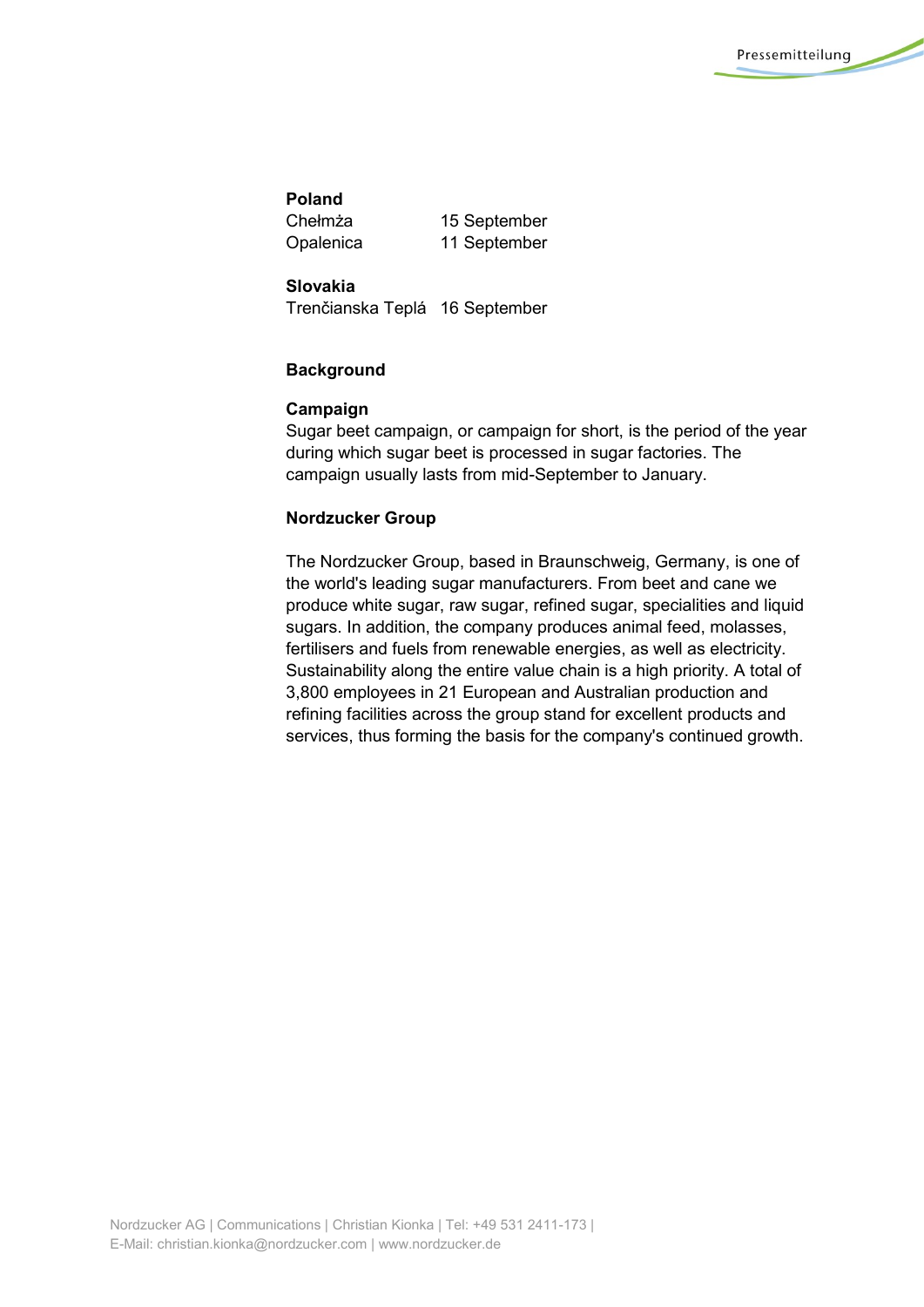**Poland**

| | |
|---|---|
| Chełmża | 15 September |
| Opalenica | 11 September |

**Slovakia**

| | |
|---|---|
| Trenčianska Teplá | 16 September |

## Background

### Campaign

Sugar beet campaign, or campaign for short, is the period of the year during which sugar beet is processed in sugar factories. The campaign usually lasts from mid-September to January.

### Nordzucker Group

The Nordzucker Group, based in Braunschweig, Germany, is one of the world's leading sugar manufacturers. From beet and cane we produce white sugar, raw sugar, refined sugar, specialities and liquid sugars. In addition, the company produces animal feed, molasses, fertilisers and fuels from renewable energies, as well as electricity. Sustainability along the entire value chain is a high priority. A total of 3,800 employees in 21 European and Australian production and refining facilities across the group stand for excellent products and services, thus forming the basis for the company's continued growth.

Nordzucker AG | Communications | Christian Kionka | Tel: +49 531 2411-173 |
E-Mail: christian.kionka@nordzucker.com | www.nordzucker.de